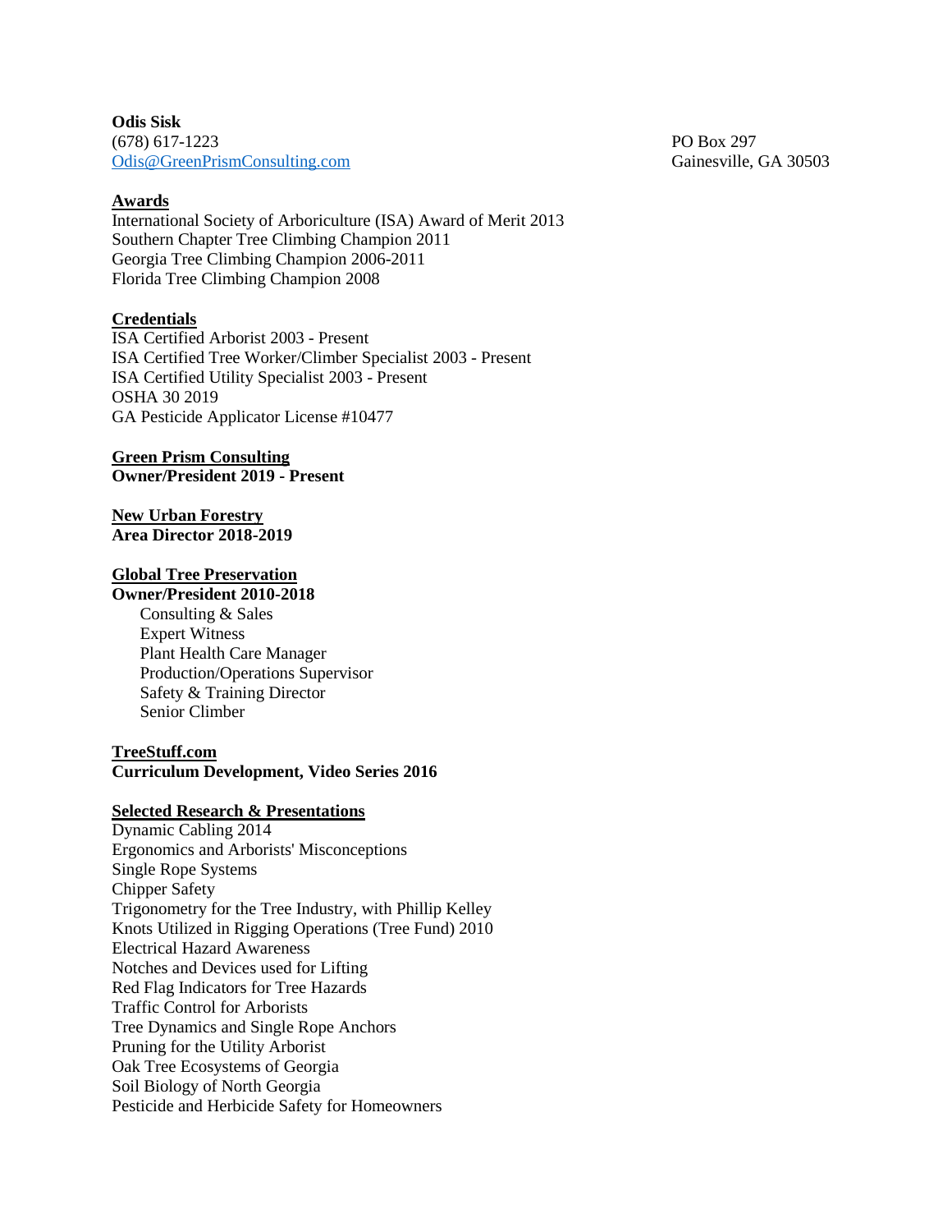**Odis Sisk**
(678) 617-1223
Odis@GreenPrismConsulting.com

PO Box 297
Gainesville, GA 30503

## Awards

International Society of Arboriculture (ISA) Award of Merit 2013
Southern Chapter Tree Climbing Champion 2011
Georgia Tree Climbing Champion 2006-2011
Florida Tree Climbing Champion 2008

## Credentials

ISA Certified Arborist 2003 - Present
ISA Certified Tree Worker/Climber Specialist 2003 - Present
ISA Certified Utility Specialist 2003 - Present
OSHA 30 2019
GA Pesticide Applicator License #10477

## Green Prism Consulting
**Owner/President 2019 - Present**

## New Urban Forestry
**Area Director 2018-2019**

## Global Tree Preservation
**Owner/President 2010-2018**

- Consulting & Sales
- Expert Witness
- Plant Health Care Manager
- Production/Operations Supervisor
- Safety & Training Director
- Senior Climber

## TreeStuff.com
**Curriculum Development, Video Series 2016**

## Selected Research & Presentations

Dynamic Cabling 2014
Ergonomics and Arborists' Misconceptions
Single Rope Systems
Chipper Safety
Trigonometry for the Tree Industry, with Phillip Kelley
Knots Utilized in Rigging Operations (Tree Fund) 2010
Electrical Hazard Awareness
Notches and Devices used for Lifting
Red Flag Indicators for Tree Hazards
Traffic Control for Arborists
Tree Dynamics and Single Rope Anchors
Pruning for the Utility Arborist
Oak Tree Ecosystems of Georgia
Soil Biology of North Georgia
Pesticide and Herbicide Safety for Homeowners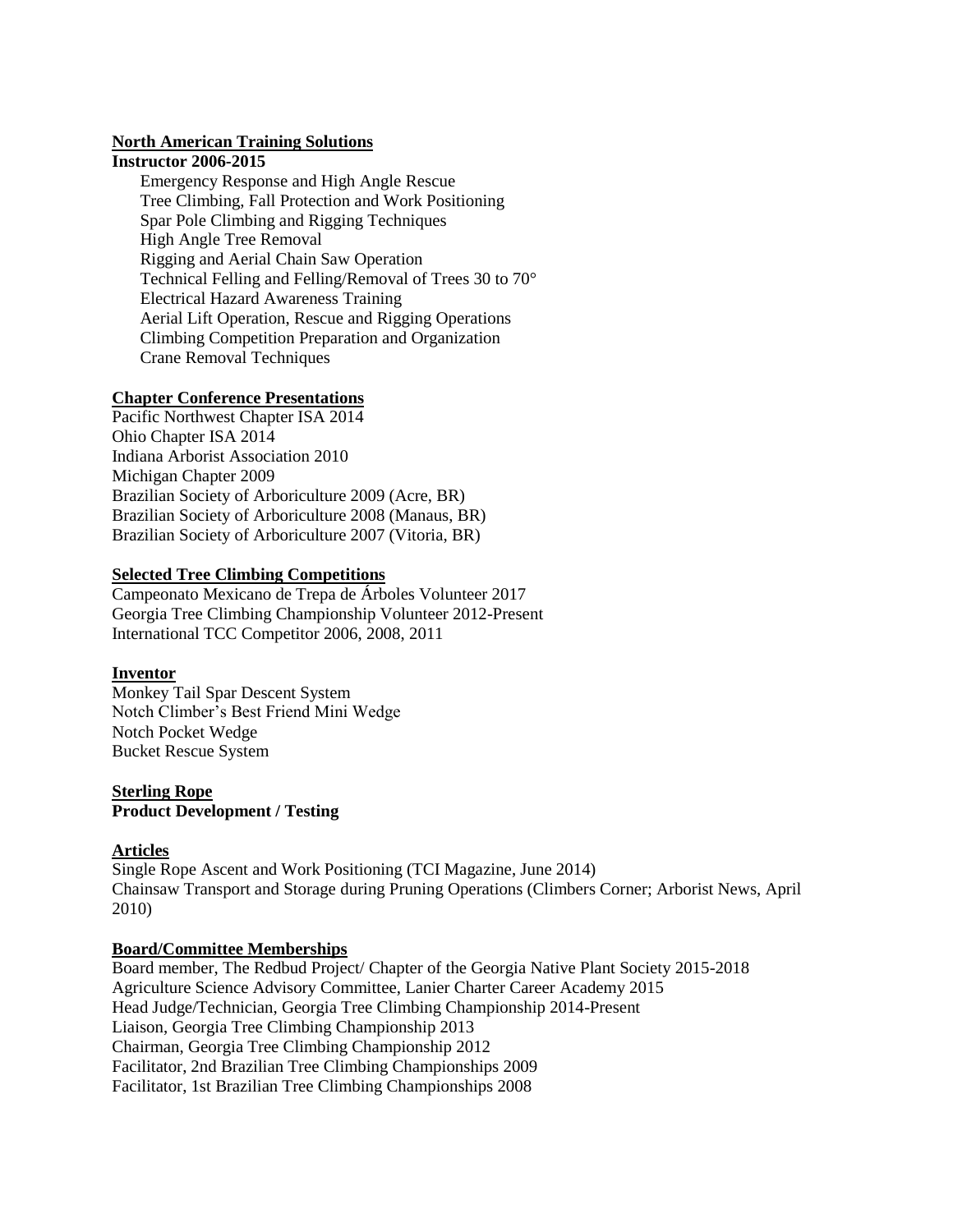**North American Training Solutions**

**Instructor 2006-2015**

- Emergency Response and High Angle Rescue
- Tree Climbing, Fall Protection and Work Positioning
- Spar Pole Climbing and Rigging Techniques
- High Angle Tree Removal
- Rigging and Aerial Chain Saw Operation
- Technical Felling and Felling/Removal of Trees 30 to 70°
- Electrical Hazard Awareness Training
- Aerial Lift Operation, Rescue and Rigging Operations
- Climbing Competition Preparation and Organization
- Crane Removal Techniques

**Chapter Conference Presentations**

Pacific Northwest Chapter ISA 2014
Ohio Chapter ISA 2014
Indiana Arborist Association 2010
Michigan Chapter 2009
Brazilian Society of Arboriculture 2009 (Acre, BR)
Brazilian Society of Arboriculture 2008 (Manaus, BR)
Brazilian Society of Arboriculture 2007 (Vitoria, BR)

**Selected Tree Climbing Competitions**

Campeonato Mexicano de Trepa de Árboles Volunteer 2017
Georgia Tree Climbing Championship Volunteer 2012-Present
International TCC Competitor 2006, 2008, 2011

**Inventor**

Monkey Tail Spar Descent System
Notch Climber's Best Friend Mini Wedge
Notch Pocket Wedge
Bucket Rescue System

**Sterling Rope**

**Product Development / Testing**

**Articles**

Single Rope Ascent and Work Positioning (TCI Magazine, June 2014)
Chainsaw Transport and Storage during Pruning Operations (Climbers Corner; Arborist News, April 2010)

**Board/Committee Memberships**

Board member, The Redbud Project/ Chapter of the Georgia Native Plant Society 2015-2018
Agriculture Science Advisory Committee, Lanier Charter Career Academy 2015
Head Judge/Technician, Georgia Tree Climbing Championship 2014-Present
Liaison, Georgia Tree Climbing Championship 2013
Chairman, Georgia Tree Climbing Championship 2012
Facilitator, 2nd Brazilian Tree Climbing Championships 2009
Facilitator, 1st Brazilian Tree Climbing Championships 2008